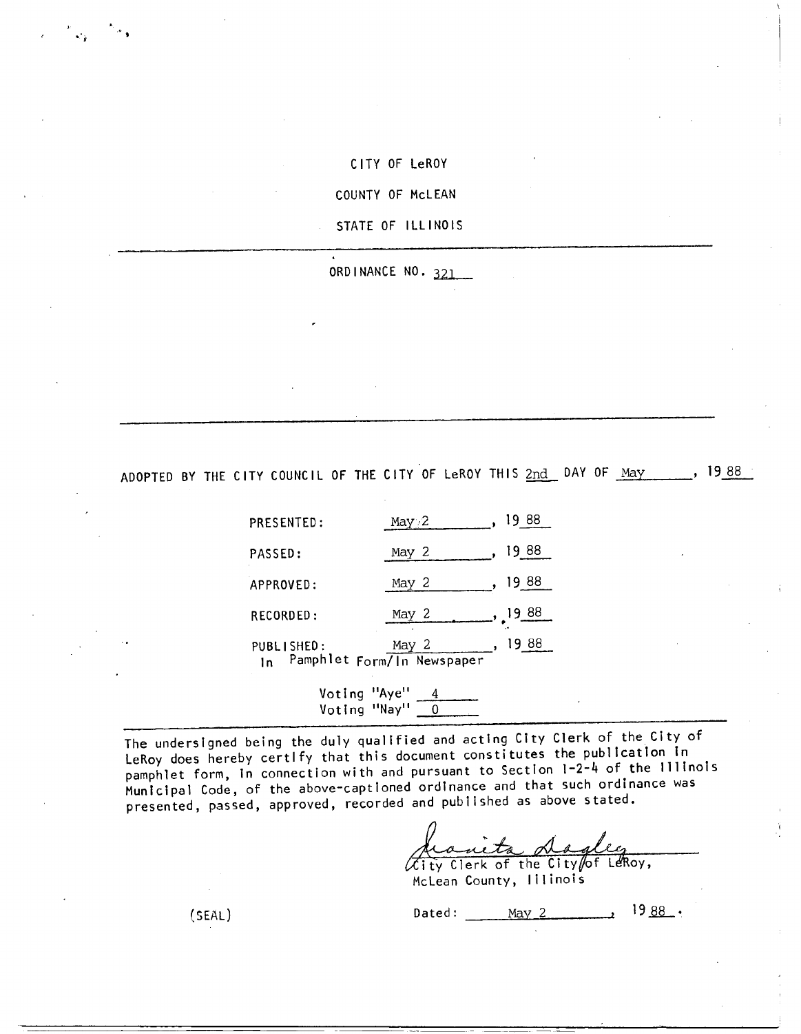CITY OF LeROY

COUNTY OF McLEAN

STATE OF ILLINOIS

---

ORDINANCE NO. 321

---

ADOPTED BY THE CITY COUNCIL OF THE CITY OF LeROY THIS 2nd DAY OF May, 1988

PRESENTED: May 2, 1988

PASSED: May 2, 1988

APPROVED: May 2, 1988

RECORDED: May 2, 1988

PUBLISHED: May 2, 1988
In Pamphlet Form/In Newspaper

Voting "Aye" 4
Voting "Nay" 0

---

The undersigned being the duly qualified and acting City Clerk of the City of LeRoy does hereby certify that this document constitutes the publication in pamphlet form, in connection with and pursuant to Section 1-2-4 of the Illinois Municipal Code, of the above-captioned ordinance and that such ordinance was presented, passed, approved, recorded and published as above stated.

Juanita Dagley
City Clerk of the City of LeRoy,
McLean County, Illinois

(SEAL)

Dated: May 2, 1988.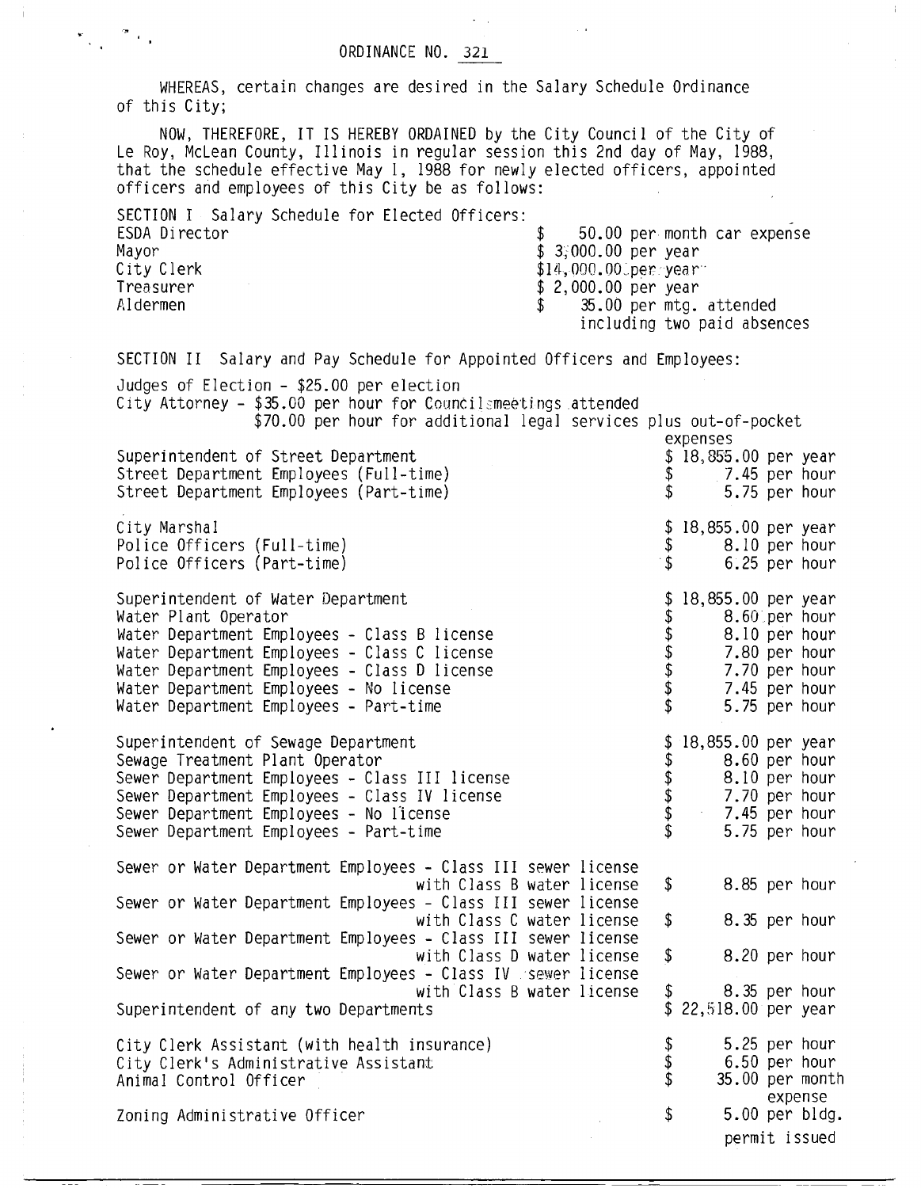# ORDINANCE NO. 321

WHEREAS, certain changes are desired in the Salary Schedule Ordinance of this City;

NOW, THEREFORE, IT IS HEREBY ORDAINED by the City Council of the City of Le Roy, McLean County, Illinois in regular session this 2nd day of May, 1988, that the schedule effective May 1, 1988 for newly elected officers, appointed officers and employees of this City be as follows:

SECTION I Salary Schedule for Elected Officers:

| | |
|---|---|
| ESDA Director | $ 50.00 per month car expense |
| Mayor | $ 3,000.00 per year |
| City Clerk | $14,000.00 per year |
| Treasurer | $ 2,000.00 per year |
| Aldermen | $ 35.00 per mtg. attended including two paid absences |

SECTION II Salary and Pay Schedule for Appointed Officers and Employees:

Judges of Election - $25.00 per election
City Attorney - $35.00 per hour for Council meetings attended
$70.00 per hour for additional legal services plus out-of-pocket expenses

| | |
|---|---|
| Superintendent of Street Department | $ 18,855.00 per year |
| Street Department Employees (Full-time) | $ 7.45 per hour |
| Street Department Employees (Part-time) | $ 5.75 per hour |
| | |
| City Marshal | $ 18,855.00 per year |
| Police Officers (Full-time) | $ 8.10 per hour |
| Police Officers (Part-time) | $ 6.25 per hour |
| | |
| Superintendent of Water Department | $ 18,855.00 per year |
| Water Plant Operator | $ 8.60 per hour |
| Water Department Employees - Class B license | $ 8.10 per hour |
| Water Department Employees - Class C license | $ 7.80 per hour |
| Water Department Employees - Class D license | $ 7.70 per hour |
| Water Department Employees - No license | $ 7.45 per hour |
| Water Department Employees - Part-time | $ 5.75 per hour |
| | |
| Superintendent of Sewage Department | $ 18,855.00 per year |
| Sewage Treatment Plant Operator | $ 8.60 per hour |
| Sewer Department Employees - Class III license | $ 8.10 per hour |
| Sewer Department Employees - Class IV license | $ 7.70 per hour |
| Sewer Department Employees - No license | $ 7.45 per hour |
| Sewer Department Employees - Part-time | $ 5.75 per hour |
| | |
| Sewer or Water Department Employees - Class III sewer license with Class B water license | $ 8.85 per hour |
| Sewer or Water Department Employees - Class III sewer license with Class C water license | $ 8.35 per hour |
| Sewer or Water Department Employees - Class III sewer license with Class D water license | $ 8.20 per hour |
| Sewer or Water Department Employees - Class IV sewer license with Class B water license | $ 8.35 per hour |
| Superintendent of any two Departments | $ 22,518.00 per year |
| | |
| City Clerk Assistant (with health insurance) | $ 5.25 per hour |
| City Clerk's Administrative Assistant | $ 6.50 per hour |
| Animal Control Officer | $ 35.00 per month expense |
| Zoning Administrative Officer | $ 5.00 per bldg. permit issued |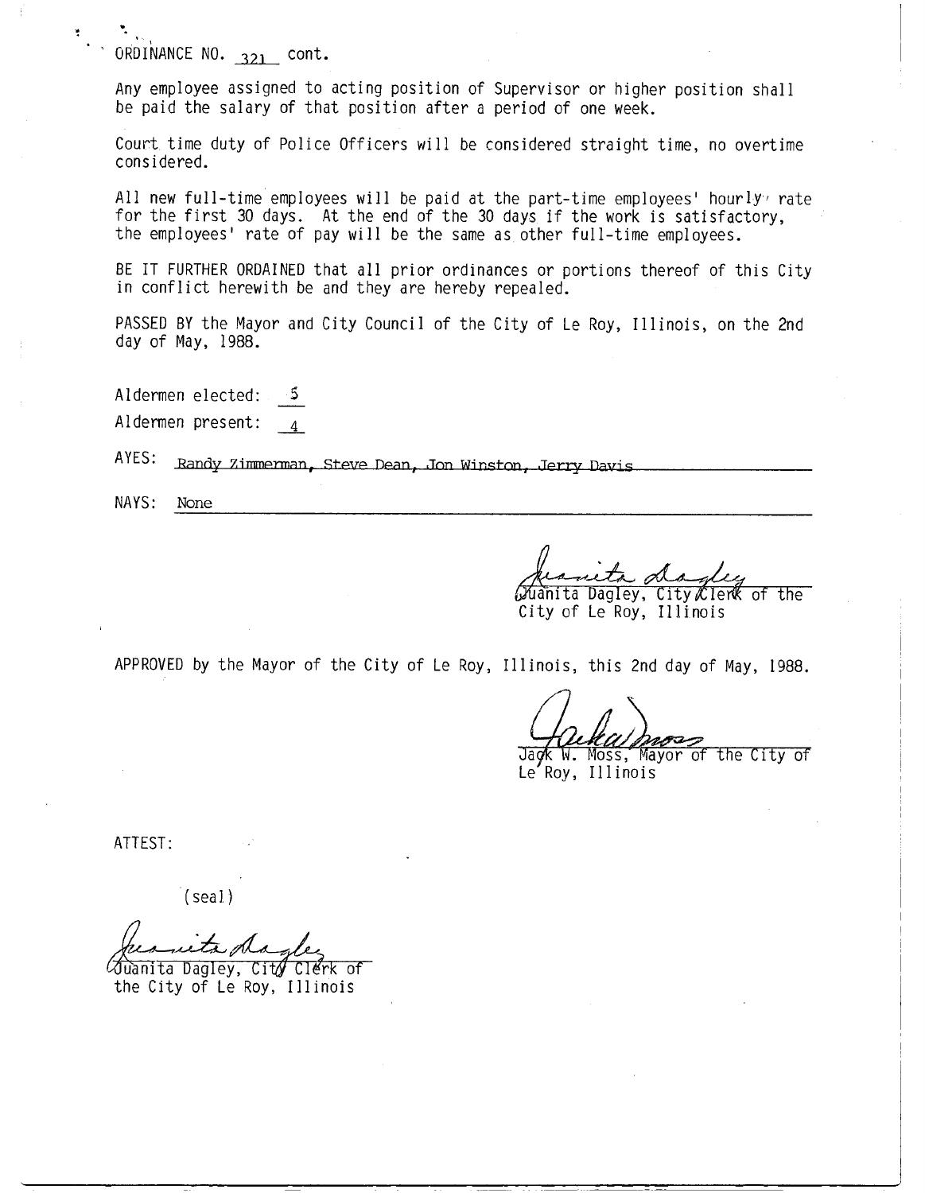ORDINANCE NO. 321 cont.

Any employee assigned to acting position of Supervisor or higher position shall be paid the salary of that position after a period of one week.

Court time duty of Police Officers will be considered straight time, no overtime considered.

All new full-time employees will be paid at the part-time employees' hourly rate for the first 30 days. At the end of the 30 days if the work is satisfactory, the employees' rate of pay will be the same as other full-time employees.

BE IT FURTHER ORDAINED that all prior ordinances or portions thereof of this City in conflict herewith be and they are hereby repealed.

PASSED BY the Mayor and City Council of the City of Le Roy, Illinois, on the 2nd day of May, 1988.

Aldermen elected: 5

Aldermen present: 4

AYES: Randy Zimmerman, Steve Dean, Jon Winston, Jerry Davis

NAYS: None

Juanita Dagley, City Clerk of the City of Le Roy, Illinois

APPROVED by the Mayor of the City of Le Roy, Illinois, this 2nd day of May, 1988.

Jack W. Moss, Mayor of the City of Le Roy, Illinois

ATTEST:

(seal)

Juanita Dagley, City Clerk of the City of Le Roy, Illinois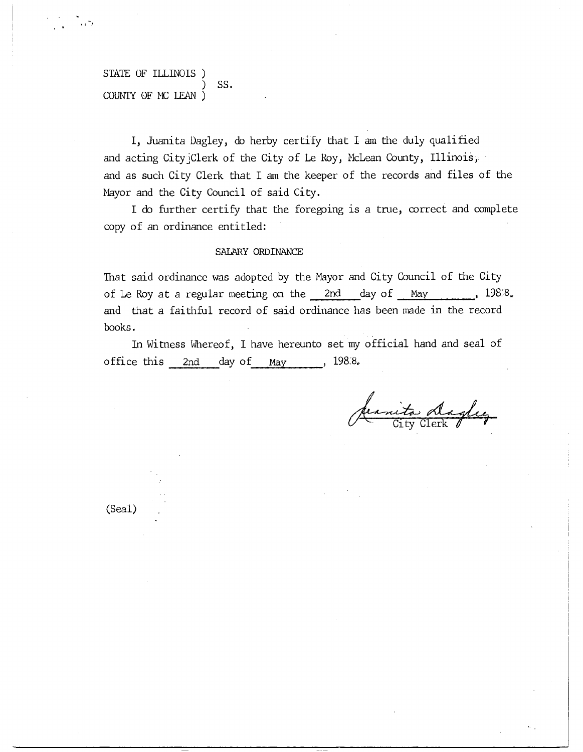STATE OF ILLINOIS )
) SS.
COUNTY OF MC LEAN )

I, Juanita Dagley, do herby certify that I am the duly qualified and acting City Clerk of the City of Le Roy, McLean County, Illinois, and as such City Clerk that I am the keeper of the records and files of the Mayor and the City Council of said City.

I do further certify that the foregoing is a true, correct and complete copy of an ordinance entitled:

SALARY ORDINANCE

That said ordinance was adopted by the Mayor and City Council of the City of Le Roy at a regular meeting on the 2nd day of May, 1988, and that a faithful record of said ordinance has been made in the record books.

In Witness Whereof, I have hereunto set my official hand and seal of office this 2nd day of May, 1988.

Juanita Dagley
City Clerk

(Seal)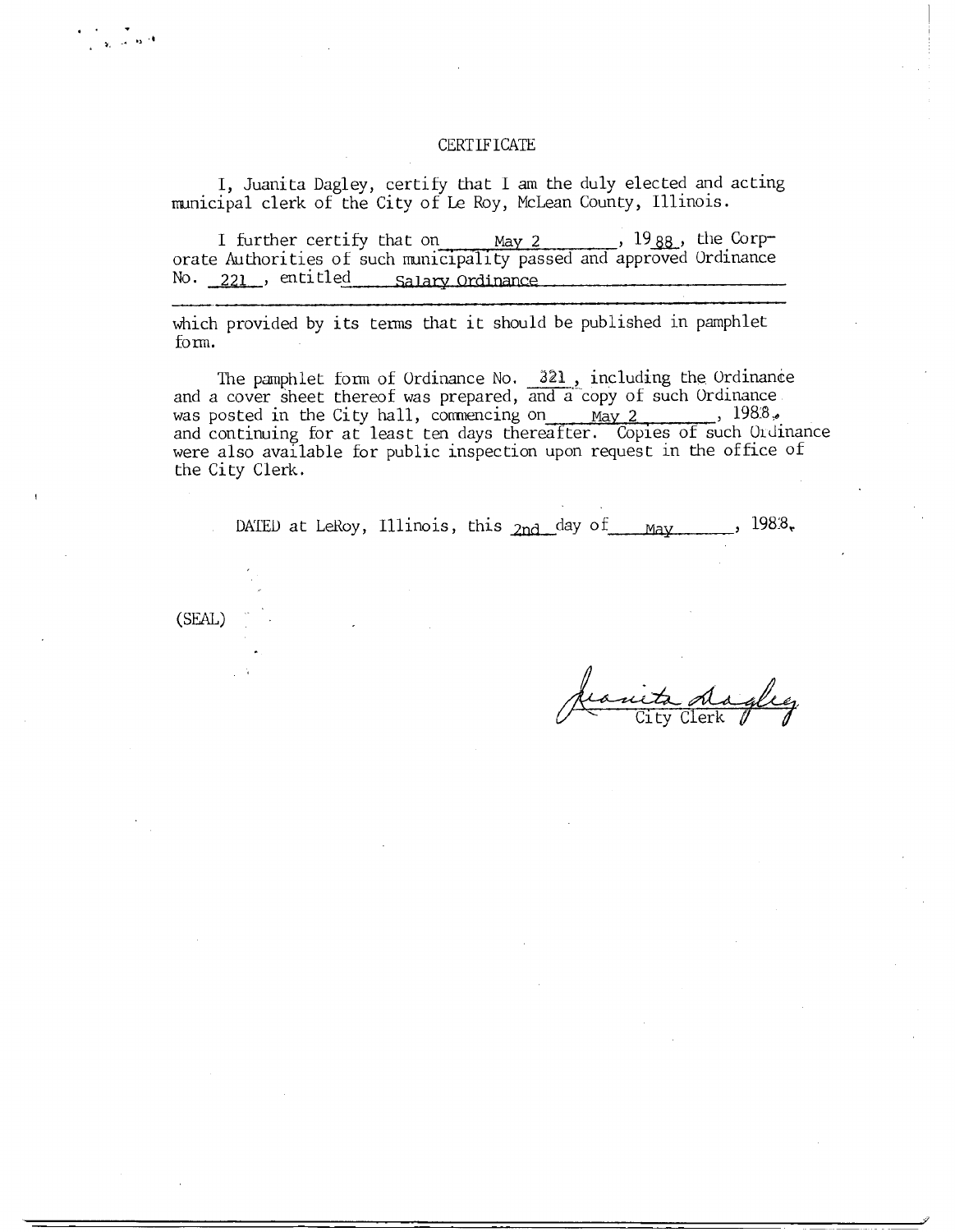CERTIFICATE

I, Juanita Dagley, certify that I am the duly elected and acting municipal clerk of the City of Le Roy, McLean County, Illinois.

I further certify that on May 2, 1988, the Corporate Authorities of such municipality passed and approved Ordinance No. 221, entitled Salary Ordinance

which provided by its terms that it should be published in pamphlet form.

The pamphlet form of Ordinance No. 321, including the Ordinance and a cover sheet thereof was prepared, and a copy of such Ordinance was posted in the City hall, commencing on May 2, 1988, and continuing for at least ten days thereafter. Copies of such Ordinance were also available for public inspection upon request in the office of the City Clerk.

DATED at LeRoy, Illinois, this 2nd day of May, 1988.

(SEAL)

Juanita Dagley
City Clerk